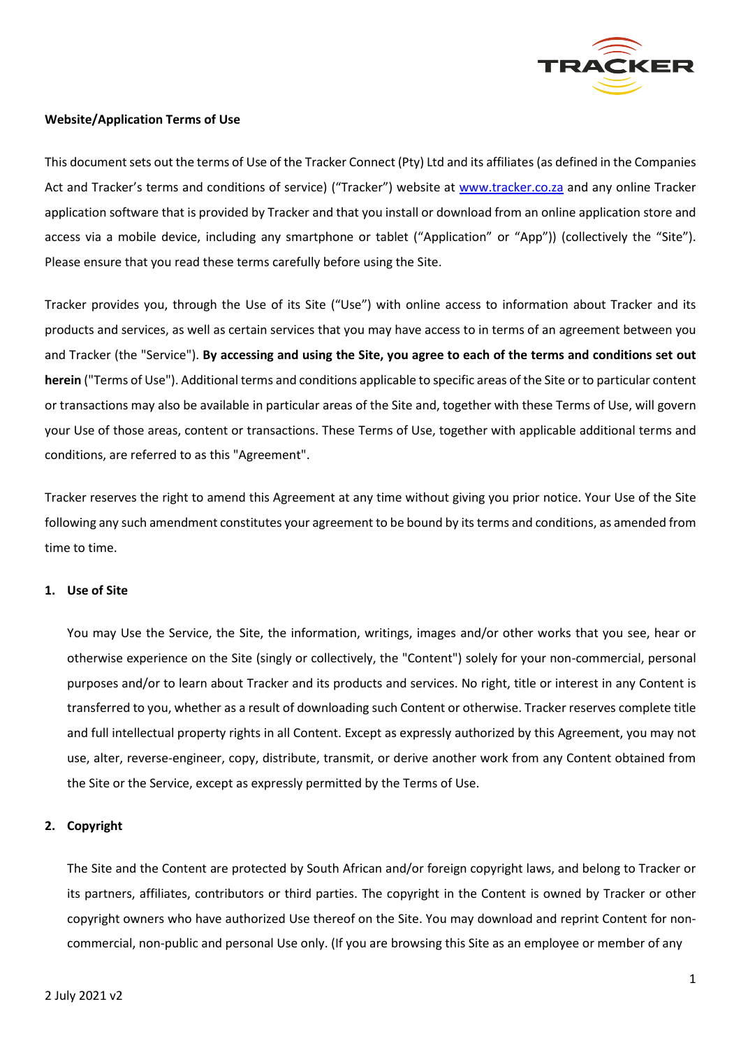**Website/Application Terms of Use**

This document sets out the terms of Use of the Tracker Connect (Pty) Ltd and its affiliates (as defined in the Companies Act and Tracker's terms and conditions of service) ("Tracker") website at [www.tracker.co.za](www.tracker.co.za) and any online Tracker application software that is provided by Tracker and that you install or download from an online application store and access via a mobile device, including any smartphone or tablet ("Application" or "App")) (collectively the "Site"). Please ensure that you read these terms carefully before using the Site.

Tracker provides you, through the Use of its Site ("Use") with online access to information about Tracker and its products and services, as well as certain services that you may have access to in terms of an agreement between you and Tracker (the "Service"). **By accessing and using the Site, you agree to each of the terms and conditions set out herein** ("Terms of Use"). Additional terms and conditions applicable to specific areas of the Site or to particular content or transactions may also be available in particular areas of the Site and, together with these Terms of Use, will govern your Use of those areas, content or transactions. These Terms of Use, together with applicable additional terms and conditions, are referred to as this "Agreement".

Tracker reserves the right to amend this Agreement at any time without giving you prior notice. Your Use of the Site following any such amendment constitutes your agreement to be bound by its terms and conditions, as amended from time to time.

**1. Use of Site**

You may Use the Service, the Site, the information, writings, images and/or other works that you see, hear or otherwise experience on the Site (singly or collectively, the "Content") solely for your non-commercial, personal purposes and/or to learn about Tracker and its products and services. No right, title or interest in any Content is transferred to you, whether as a result of downloading such Content or otherwise. Tracker reserves complete title and full intellectual property rights in all Content. Except as expressly authorized by this Agreement, you may not use, alter, reverse-engineer, copy, distribute, transmit, or derive another work from any Content obtained from the Site or the Service, except as expressly permitted by the Terms of Use.

**2. Copyright**

The Site and the Content are protected by South African and/or foreign copyright laws, and belong to Tracker or its partners, affiliates, contributors or third parties. The copyright in the Content is owned by Tracker or other copyright owners who have authorized Use thereof on the Site. You may download and reprint Content for non-commercial, non-public and personal Use only. (If you are browsing this Site as an employee or member of any

2 July 2021 v2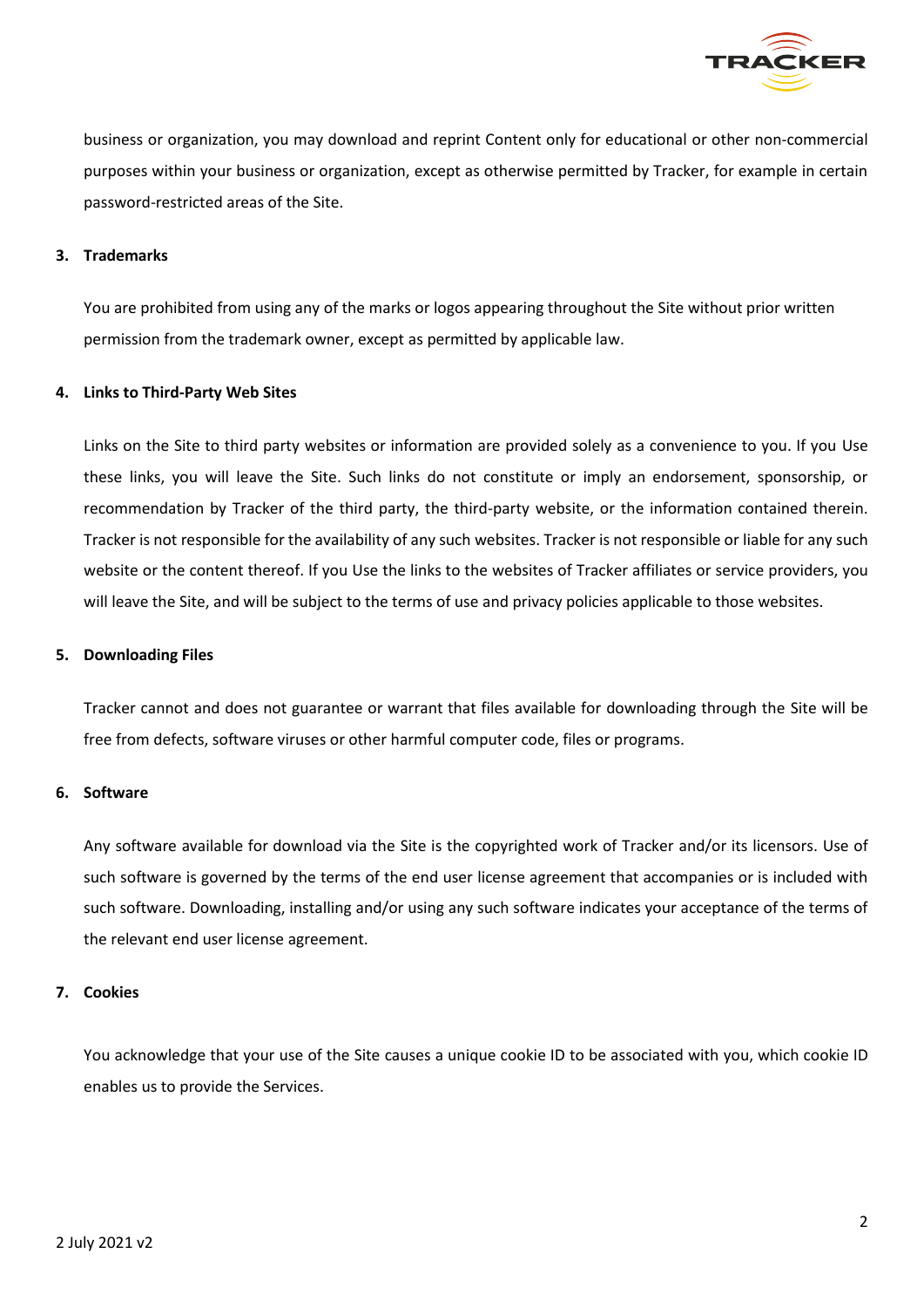business or organization, you may download and reprint Content only for educational or other non-commercial purposes within your business or organization, except as otherwise permitted by Tracker, for example in certain password-restricted areas of the Site.

**3. Trademarks**

You are prohibited from using any of the marks or logos appearing throughout the Site without prior written permission from the trademark owner, except as permitted by applicable law.

**4. Links to Third-Party Web Sites**

Links on the Site to third party websites or information are provided solely as a convenience to you. If you Use these links, you will leave the Site. Such links do not constitute or imply an endorsement, sponsorship, or recommendation by Tracker of the third party, the third-party website, or the information contained therein. Tracker is not responsible for the availability of any such websites. Tracker is not responsible or liable for any such website or the content thereof. If you Use the links to the websites of Tracker affiliates or service providers, you will leave the Site, and will be subject to the terms of use and privacy policies applicable to those websites.

**5. Downloading Files**

Tracker cannot and does not guarantee or warrant that files available for downloading through the Site will be free from defects, software viruses or other harmful computer code, files or programs.

**6. Software**

Any software available for download via the Site is the copyrighted work of Tracker and/or its licensors. Use of such software is governed by the terms of the end user license agreement that accompanies or is included with such software. Downloading, installing and/or using any such software indicates your acceptance of the terms of the relevant end user license agreement.

**7. Cookies**

You acknowledge that your use of the Site causes a unique cookie ID to be associated with you, which cookie ID enables us to provide the Services.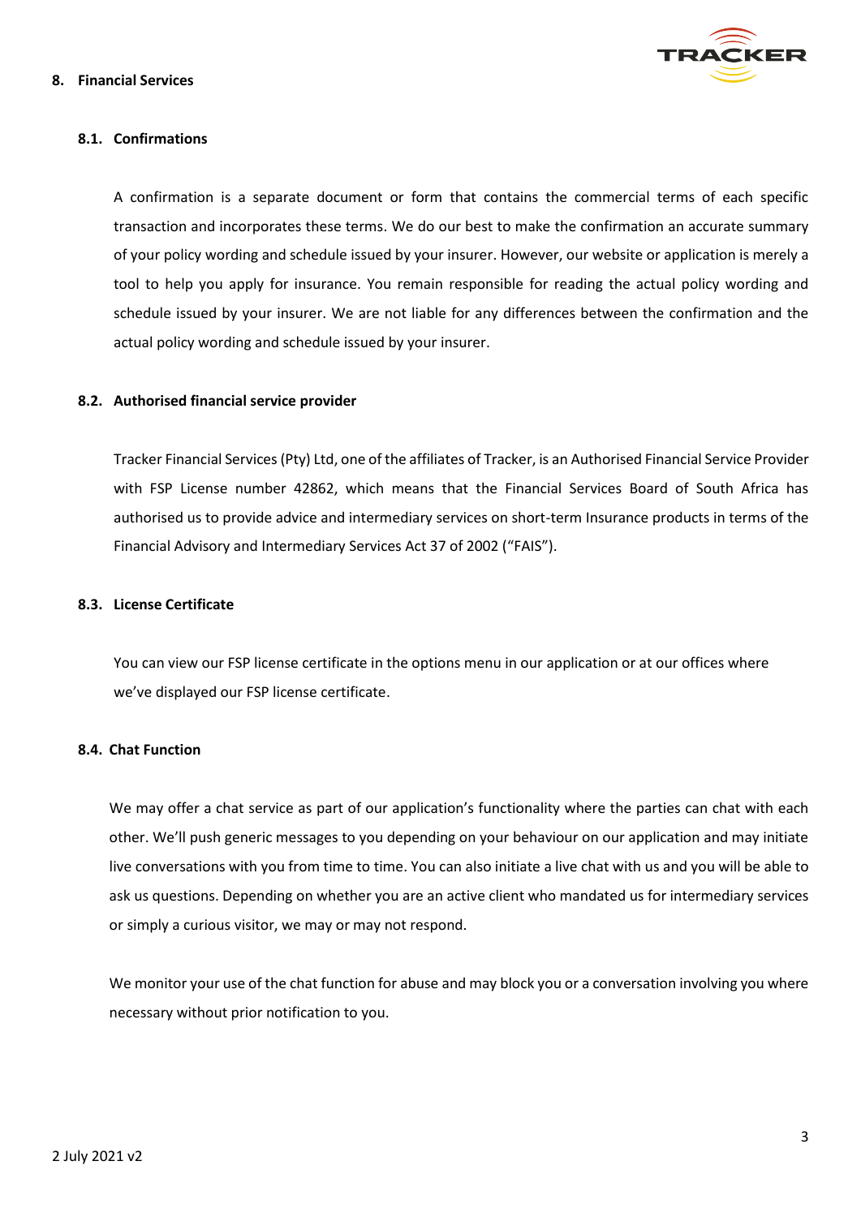## 8. Financial Services

### 8.1. Confirmations

A confirmation is a separate document or form that contains the commercial terms of each specific transaction and incorporates these terms. We do our best to make the confirmation an accurate summary of your policy wording and schedule issued by your insurer. However, our website or application is merely a tool to help you apply for insurance. You remain responsible for reading the actual policy wording and schedule issued by your insurer. We are not liable for any differences between the confirmation and the actual policy wording and schedule issued by your insurer.

### 8.2. Authorised financial service provider

Tracker Financial Services (Pty) Ltd, one of the affiliates of Tracker, is an Authorised Financial Service Provider with FSP License number 42862, which means that the Financial Services Board of South Africa has authorised us to provide advice and intermediary services on short-term Insurance products in terms of the Financial Advisory and Intermediary Services Act 37 of 2002 ("FAIS").

### 8.3. License Certificate

You can view our FSP license certificate in the options menu in our application or at our offices where we've displayed our FSP license certificate.

### 8.4. Chat Function

We may offer a chat service as part of our application's functionality where the parties can chat with each other. We'll push generic messages to you depending on your behaviour on our application and may initiate live conversations with you from time to time. You can also initiate a live chat with us and you will be able to ask us questions. Depending on whether you are an active client who mandated us for intermediary services or simply a curious visitor, we may or may not respond.

We monitor your use of the chat function for abuse and may block you or a conversation involving you where necessary without prior notification to you.

2 July 2021 v2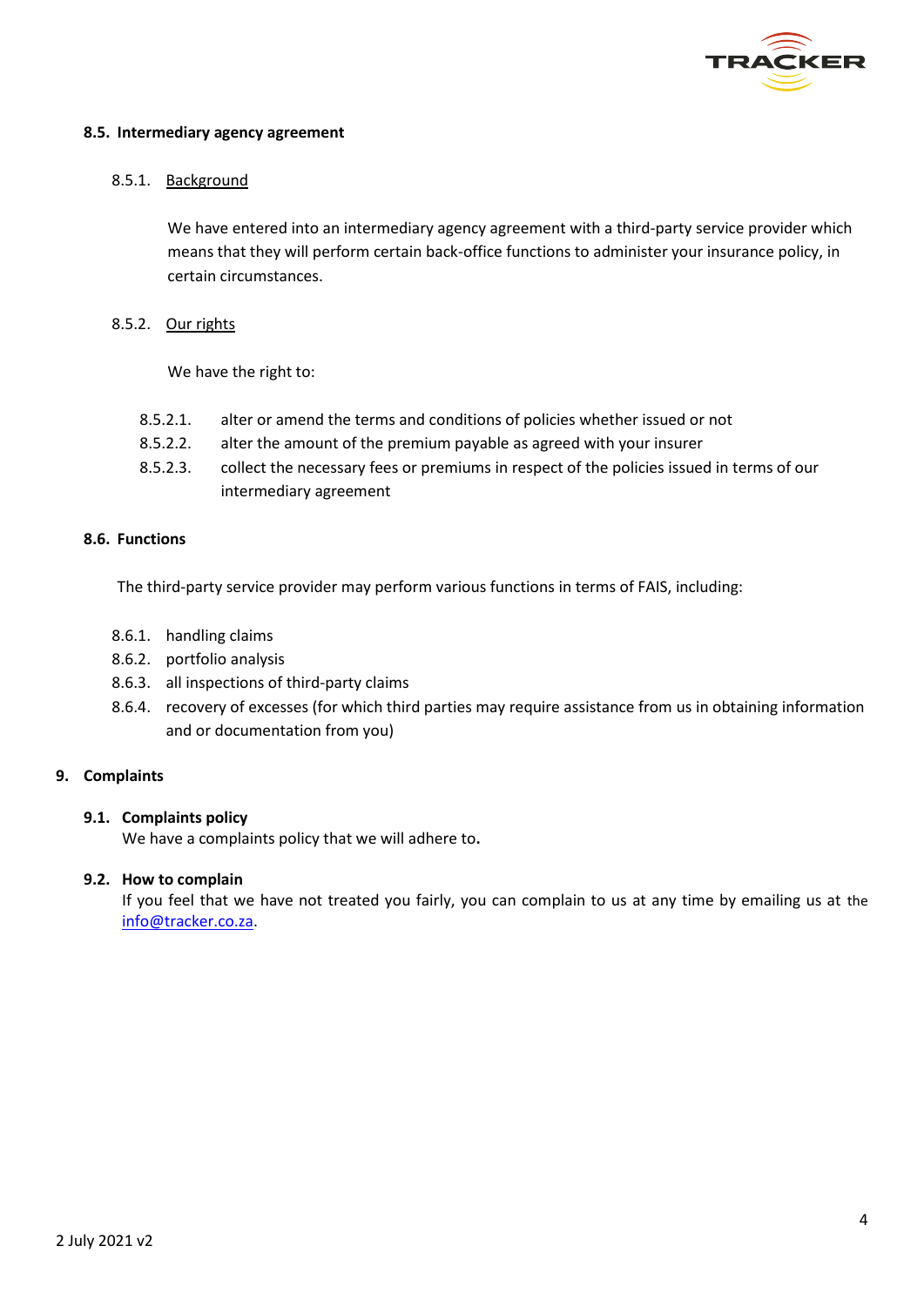### 8.5. Intermediary agency agreement

8.5.1. Background

We have entered into an intermediary agency agreement with a third-party service provider which means that they will perform certain back-office functions to administer your insurance policy, in certain circumstances.

8.5.2. Our rights

We have the right to:

8.5.2.1. alter or amend the terms and conditions of policies whether issued or not

8.5.2.2. alter the amount of the premium payable as agreed with your insurer

8.5.2.3. collect the necessary fees or premiums in respect of the policies issued in terms of our intermediary agreement

### 8.6. Functions

The third-party service provider may perform various functions in terms of FAIS, including:

8.6.1. handling claims

8.6.2. portfolio analysis

8.6.3. all inspections of third-party claims

8.6.4. recovery of excesses (for which third parties may require assistance from us in obtaining information and or documentation from you)

## 9. Complaints

### 9.1. Complaints policy

We have a complaints policy that we will adhere to**.**

### 9.2. How to complain

If you feel that we have not treated you fairly, you can complain to us at any time by emailing us at the info@tracker.co.za.

2 July 2021 v2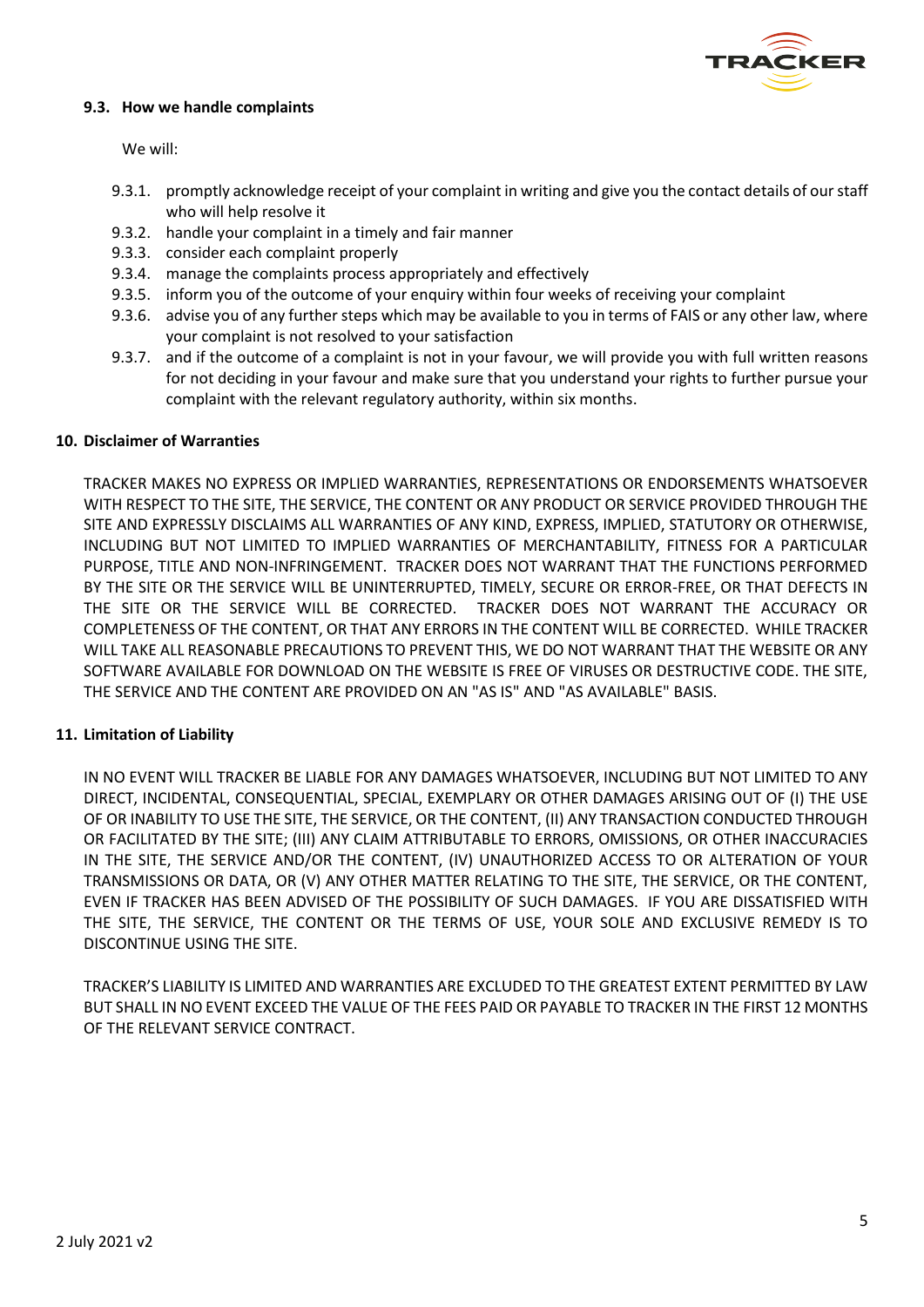### 9.3. How we handle complaints

We will:

- 9.3.1. promptly acknowledge receipt of your complaint in writing and give you the contact details of our staff who will help resolve it
- 9.3.2. handle your complaint in a timely and fair manner
- 9.3.3. consider each complaint properly
- 9.3.4. manage the complaints process appropriately and effectively
- 9.3.5. inform you of the outcome of your enquiry within four weeks of receiving your complaint
- 9.3.6. advise you of any further steps which may be available to you in terms of FAIS or any other law, where your complaint is not resolved to your satisfaction
- 9.3.7. and if the outcome of a complaint is not in your favour, we will provide you with full written reasons for not deciding in your favour and make sure that you understand your rights to further pursue your complaint with the relevant regulatory authority, within six months.

## 10. Disclaimer of Warranties

TRACKER MAKES NO EXPRESS OR IMPLIED WARRANTIES, REPRESENTATIONS OR ENDORSEMENTS WHATSOEVER WITH RESPECT TO THE SITE, THE SERVICE, THE CONTENT OR ANY PRODUCT OR SERVICE PROVIDED THROUGH THE SITE AND EXPRESSLY DISCLAIMS ALL WARRANTIES OF ANY KIND, EXPRESS, IMPLIED, STATUTORY OR OTHERWISE, INCLUDING BUT NOT LIMITED TO IMPLIED WARRANTIES OF MERCHANTABILITY, FITNESS FOR A PARTICULAR PURPOSE, TITLE AND NON-INFRINGEMENT. TRACKER DOES NOT WARRANT THAT THE FUNCTIONS PERFORMED BY THE SITE OR THE SERVICE WILL BE UNINTERRUPTED, TIMELY, SECURE OR ERROR-FREE, OR THAT DEFECTS IN THE SITE OR THE SERVICE WILL BE CORRECTED. TRACKER DOES NOT WARRANT THE ACCURACY OR COMPLETENESS OF THE CONTENT, OR THAT ANY ERRORS IN THE CONTENT WILL BE CORRECTED. WHILE TRACKER WILL TAKE ALL REASONABLE PRECAUTIONS TO PREVENT THIS, WE DO NOT WARRANT THAT THE WEBSITE OR ANY SOFTWARE AVAILABLE FOR DOWNLOAD ON THE WEBSITE IS FREE OF VIRUSES OR DESTRUCTIVE CODE. THE SITE, THE SERVICE AND THE CONTENT ARE PROVIDED ON AN "AS IS" AND "AS AVAILABLE" BASIS.

## 11. Limitation of Liability

IN NO EVENT WILL TRACKER BE LIABLE FOR ANY DAMAGES WHATSOEVER, INCLUDING BUT NOT LIMITED TO ANY DIRECT, INCIDENTAL, CONSEQUENTIAL, SPECIAL, EXEMPLARY OR OTHER DAMAGES ARISING OUT OF (I) THE USE OF OR INABILITY TO USE THE SITE, THE SERVICE, OR THE CONTENT, (II) ANY TRANSACTION CONDUCTED THROUGH OR FACILITATED BY THE SITE; (III) ANY CLAIM ATTRIBUTABLE TO ERRORS, OMISSIONS, OR OTHER INACCURACIES IN THE SITE, THE SERVICE AND/OR THE CONTENT, (IV) UNAUTHORIZED ACCESS TO OR ALTERATION OF YOUR TRANSMISSIONS OR DATA, OR (V) ANY OTHER MATTER RELATING TO THE SITE, THE SERVICE, OR THE CONTENT, EVEN IF TRACKER HAS BEEN ADVISED OF THE POSSIBILITY OF SUCH DAMAGES. IF YOU ARE DISSATISFIED WITH THE SITE, THE SERVICE, THE CONTENT OR THE TERMS OF USE, YOUR SOLE AND EXCLUSIVE REMEDY IS TO DISCONTINUE USING THE SITE.

TRACKER'S LIABILITY IS LIMITED AND WARRANTIES ARE EXCLUDED TO THE GREATEST EXTENT PERMITTED BY LAW BUT SHALL IN NO EVENT EXCEED THE VALUE OF THE FEES PAID OR PAYABLE TO TRACKER IN THE FIRST 12 MONTHS OF THE RELEVANT SERVICE CONTRACT.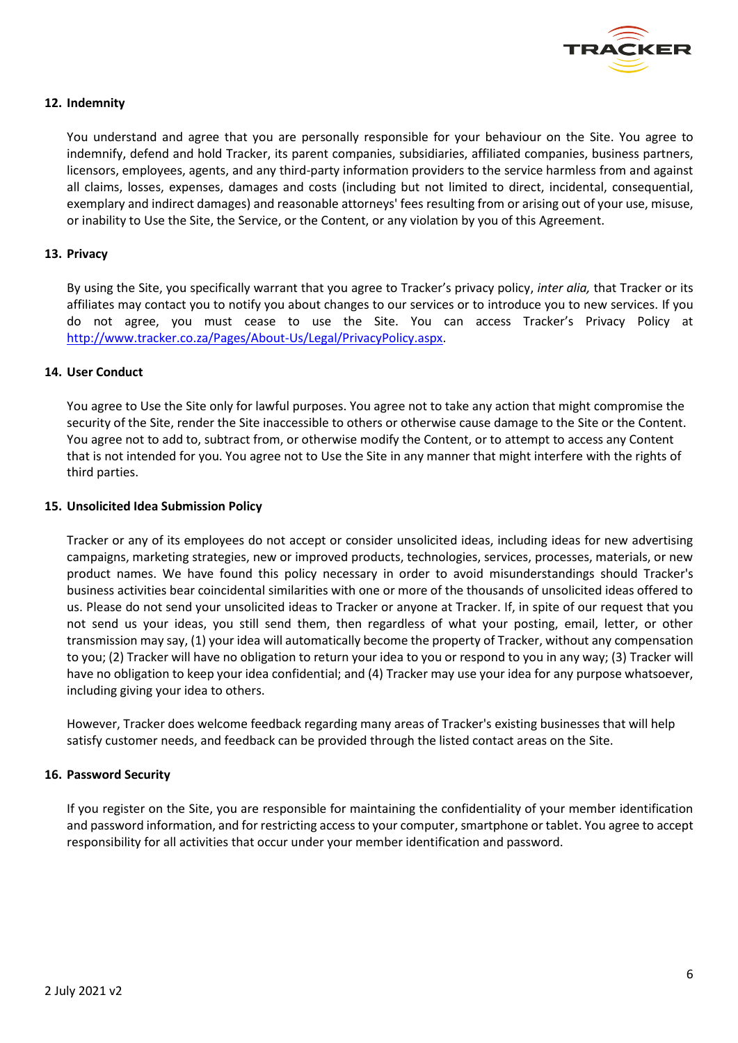## 12. Indemnity

You understand and agree that you are personally responsible for your behaviour on the Site. You agree to indemnify, defend and hold Tracker, its parent companies, subsidiaries, affiliated companies, business partners, licensors, employees, agents, and any third-party information providers to the service harmless from and against all claims, losses, expenses, damages and costs (including but not limited to direct, incidental, consequential, exemplary and indirect damages) and reasonable attorneys' fees resulting from or arising out of your use, misuse, or inability to Use the Site, the Service, or the Content, or any violation by you of this Agreement.

## 13. Privacy

By using the Site, you specifically warrant that you agree to Tracker's privacy policy, *inter alia,* that Tracker or its affiliates may contact you to notify you about changes to our services or to introduce you to new services. If you do not agree, you must cease to use the Site. You can access Tracker's Privacy Policy at http://www.tracker.co.za/Pages/About-Us/Legal/PrivacyPolicy.aspx.

## 14. User Conduct

You agree to Use the Site only for lawful purposes. You agree not to take any action that might compromise the security of the Site, render the Site inaccessible to others or otherwise cause damage to the Site or the Content. You agree not to add to, subtract from, or otherwise modify the Content, or to attempt to access any Content that is not intended for you. You agree not to Use the Site in any manner that might interfere with the rights of third parties.

## 15. Unsolicited Idea Submission Policy

Tracker or any of its employees do not accept or consider unsolicited ideas, including ideas for new advertising campaigns, marketing strategies, new or improved products, technologies, services, processes, materials, or new product names. We have found this policy necessary in order to avoid misunderstandings should Tracker's business activities bear coincidental similarities with one or more of the thousands of unsolicited ideas offered to us. Please do not send your unsolicited ideas to Tracker or anyone at Tracker. If, in spite of our request that you not send us your ideas, you still send them, then regardless of what your posting, email, letter, or other transmission may say, (1) your idea will automatically become the property of Tracker, without any compensation to you; (2) Tracker will have no obligation to return your idea to you or respond to you in any way; (3) Tracker will have no obligation to keep your idea confidential; and (4) Tracker may use your idea for any purpose whatsoever, including giving your idea to others.

However, Tracker does welcome feedback regarding many areas of Tracker's existing businesses that will help satisfy customer needs, and feedback can be provided through the listed contact areas on the Site.

## 16. Password Security

If you register on the Site, you are responsible for maintaining the confidentiality of your member identification and password information, and for restricting access to your computer, smartphone or tablet. You agree to accept responsibility for all activities that occur under your member identification and password.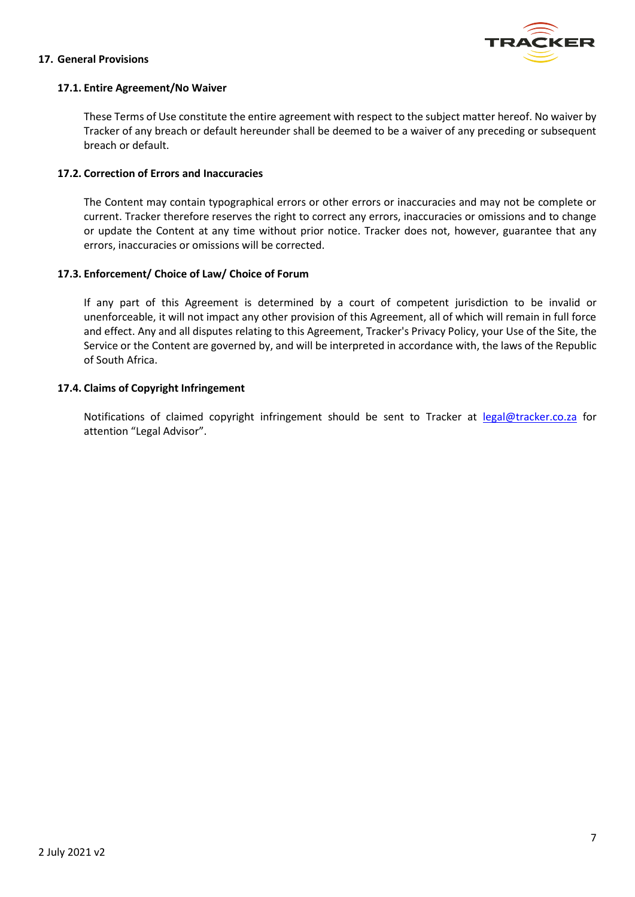## 17. General Provisions

### 17.1. Entire Agreement/No Waiver

These Terms of Use constitute the entire agreement with respect to the subject matter hereof. No waiver by Tracker of any breach or default hereunder shall be deemed to be a waiver of any preceding or subsequent breach or default.

### 17.2. Correction of Errors and Inaccuracies

The Content may contain typographical errors or other errors or inaccuracies and may not be complete or current. Tracker therefore reserves the right to correct any errors, inaccuracies or omissions and to change or update the Content at any time without prior notice. Tracker does not, however, guarantee that any errors, inaccuracies or omissions will be corrected.

### 17.3. Enforcement/ Choice of Law/ Choice of Forum

If any part of this Agreement is determined by a court of competent jurisdiction to be invalid or unenforceable, it will not impact any other provision of this Agreement, all of which will remain in full force and effect. Any and all disputes relating to this Agreement, Tracker's Privacy Policy, your Use of the Site, the Service or the Content are governed by, and will be interpreted in accordance with, the laws of the Republic of South Africa.

### 17.4. Claims of Copyright Infringement

Notifications of claimed copyright infringement should be sent to Tracker at legal@tracker.co.za for attention "Legal Advisor".